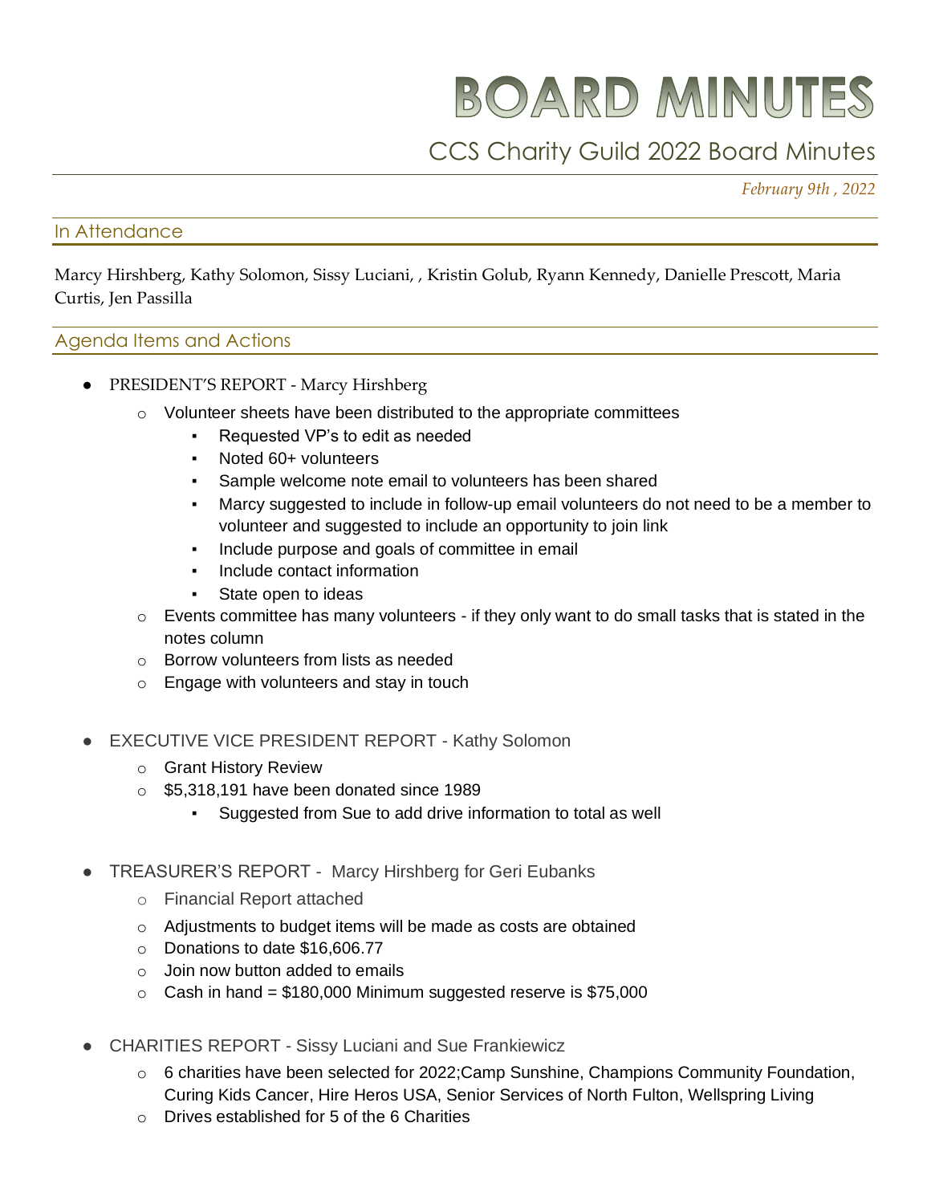# BOARD MINUTES

## CCS Charity Guild 2022 Board Minutes

*February 9th , 2022*

### In Attendance

Marcy Hirshberg, Kathy Solomon, Sissy Luciani, , Kristin Golub, Ryann Kennedy, Danielle Prescott, Maria Curtis, Jen Passilla

### Agenda Items and Actions

- PRESIDENT'S REPORT - Marcy Hirshberg
  - Volunteer sheets have been distributed to the appropriate committees
    - Requested VP's to edit as needed
    - Noted 60+ volunteers
    - Sample welcome note email to volunteers has been shared
    - Marcy suggested to include in follow-up email volunteers do not need to be a member to volunteer and suggested to include an opportunity to join link
    - Include purpose and goals of committee in email
    - Include contact information
    - State open to ideas
  - Events committee has many volunteers - if they only want to do small tasks that is stated in the notes column
  - Borrow volunteers from lists as needed
  - Engage with volunteers and stay in touch

- EXECUTIVE VICE PRESIDENT REPORT - Kathy Solomon
  - Grant History Review
  - $5,318,191 have been donated since 1989
    - Suggested from Sue to add drive information to total as well

- TREASURER'S REPORT - Marcy Hirshberg for Geri Eubanks
  - Financial Report attached
  - Adjustments to budget items will be made as costs are obtained
  - Donations to date $16,606.77
  - Join now button added to emails
  - Cash in hand = $180,000 Minimum suggested reserve is $75,000

- CHARITIES REPORT - Sissy Luciani and Sue Frankiewicz
  - 6 charities have been selected for 2022;Camp Sunshine, Champions Community Foundation, Curing Kids Cancer, Hire Heros USA, Senior Services of North Fulton, Wellspring Living
  - Drives established for 5 of the 6 Charities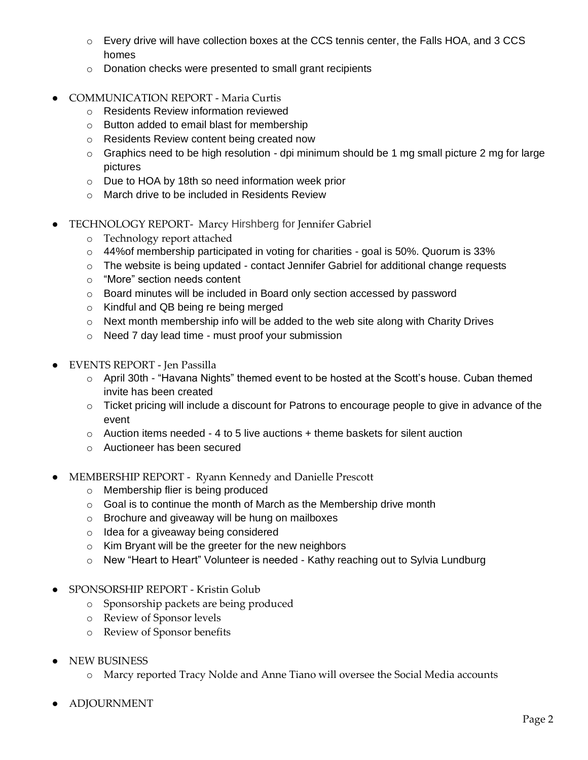- Every drive will have collection boxes at the CCS tennis center, the Falls HOA, and 3 CCS homes
- Donation checks were presented to small grant recipients

- COMMUNICATION REPORT - Maria Curtis
  - Residents Review information reviewed
  - Button added to email blast for membership
  - Residents Review content being created now
  - Graphics need to be high resolution - dpi minimum should be 1 mg small picture 2 mg for large pictures
  - Due to HOA by 18th so need information week prior
  - March drive to be included in Residents Review

- TECHNOLOGY REPORT- Marcy Hirshberg for Jennifer Gabriel
  - Technology report attached
  - 44%of membership participated in voting for charities - goal is 50%. Quorum is 33%
  - The website is being updated - contact Jennifer Gabriel for additional change requests
  - "More" section needs content
  - Board minutes will be included in Board only section accessed by password
  - Kindful and QB being re being merged
  - Next month membership info will be added to the web site along with Charity Drives
  - Need 7 day lead time - must proof your submission

- EVENTS REPORT - Jen Passilla
  - April 30th - "Havana Nights" themed event to be hosted at the Scott's house. Cuban themed invite has been created
  - Ticket pricing will include a discount for Patrons to encourage people to give in advance of the event
  - Auction items needed - 4 to 5 live auctions + theme baskets for silent auction
  - Auctioneer has been secured

- MEMBERSHIP REPORT - Ryann Kennedy and Danielle Prescott
  - Membership flier is being produced
  - Goal is to continue the month of March as the Membership drive month
  - Brochure and giveaway will be hung on mailboxes
  - Idea for a giveaway being considered
  - Kim Bryant will be the greeter for the new neighbors
  - New "Heart to Heart" Volunteer is needed - Kathy reaching out to Sylvia Lundburg

- SPONSORSHIP REPORT - Kristin Golub
  - Sponsorship packets are being produced
  - Review of Sponsor levels
  - Review of Sponsor benefits

- NEW BUSINESS
  - Marcy reported Tracy Nolde and Anne Tiano will oversee the Social Media accounts

- ADJOURNMENT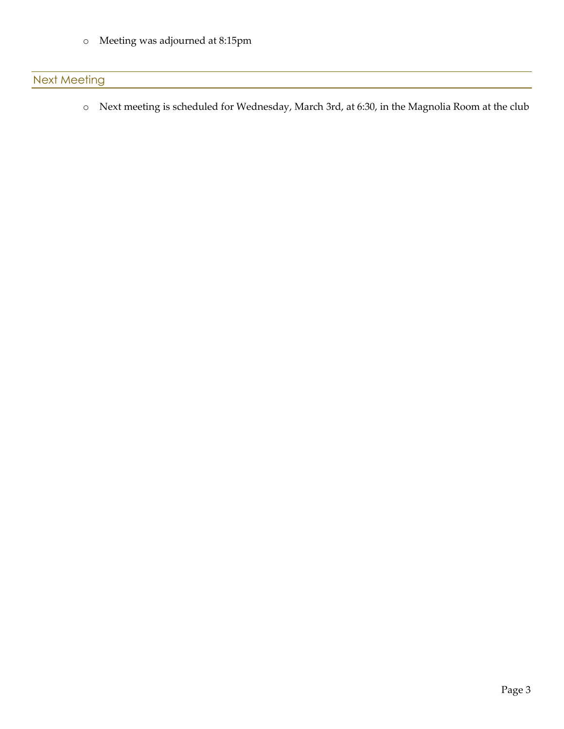- Meeting was adjourned at 8:15pm

## Next Meeting

- Next meeting is scheduled for Wednesday, March 3rd, at 6:30, in the Magnolia Room at the club